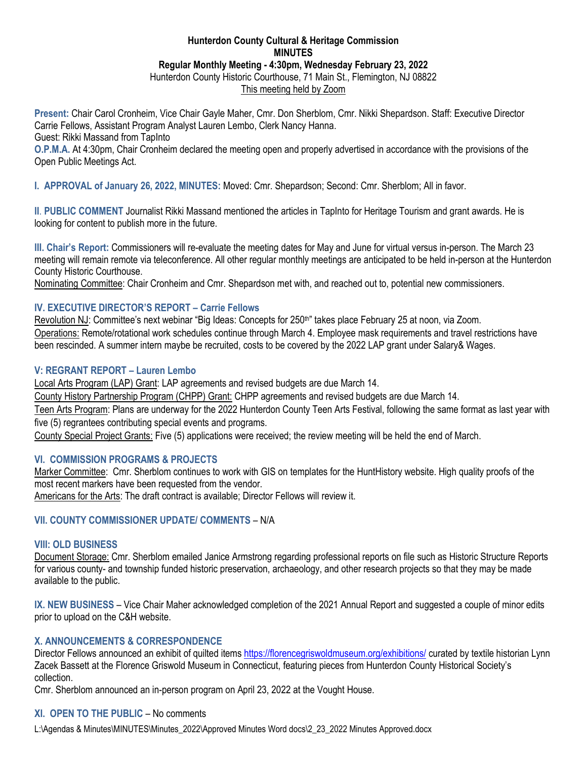**Hunterdon County Cultural & Heritage Commission**
**MINUTES**
**Regular Monthly Meeting - 4:30pm, Wednesday February 23, 2022**
Hunterdon County Historic Courthouse, 71 Main St., Flemington, NJ 08822
This meeting held by Zoom

**Present:** Chair Carol Cronheim, Vice Chair Gayle Maher, Cmr. Don Sherblom, Cmr. Nikki Shepardson. Staff: Executive Director Carrie Fellows, Assistant Program Analyst Lauren Lembo, Clerk Nancy Hanna.
Guest: Rikki Massand from TapInto

**O.P.M.A.** At 4:30pm, Chair Cronheim declared the meeting open and properly advertised in accordance with the provisions of the Open Public Meetings Act.

**I. APPROVAL of January 26, 2022, MINUTES:** Moved: Cmr. Shepardson; Second: Cmr. Sherblom; All in favor.

**II. PUBLIC COMMENT** Journalist Rikki Massand mentioned the articles in TapInto for Heritage Tourism and grant awards. He is looking for content to publish more in the future.

**III. Chair's Report:** Commissioners will re-evaluate the meeting dates for May and June for virtual versus in-person. The March 23 meeting will remain remote via teleconference. All other regular monthly meetings are anticipated to be held in-person at the Hunterdon County Historic Courthouse.
Nominating Committee: Chair Cronheim and Cmr. Shepardson met with, and reached out to, potential new commissioners.

### IV. EXECUTIVE DIRECTOR'S REPORT – Carrie Fellows

Revolution NJ: Committee's next webinar "Big Ideas: Concepts for 250th" takes place February 25 at noon, via Zoom.
Operations: Remote/rotational work schedules continue through March 4. Employee mask requirements and travel restrictions have been rescinded. A summer intern maybe be recruited, costs to be covered by the 2022 LAP grant under Salary& Wages.

### V: REGRANT REPORT – Lauren Lembo

Local Arts Program (LAP) Grant: LAP agreements and revised budgets are due March 14.
County History Partnership Program (CHPP) Grant: CHPP agreements and revised budgets are due March 14.
Teen Arts Program: Plans are underway for the 2022 Hunterdon County Teen Arts Festival, following the same format as last year with five (5) regrantees contributing special events and programs.
County Special Project Grants: Five (5) applications were received; the review meeting will be held the end of March.

### VI. COMMISSION PROGRAMS & PROJECTS

Marker Committee: Cmr. Sherblom continues to work with GIS on templates for the HuntHistory website. High quality proofs of the most recent markers have been requested from the vendor.
Americans for the Arts: The draft contract is available; Director Fellows will review it.

### VII. COUNTY COMMISSIONER UPDATE/ COMMENTS – N/A

### VIII: OLD BUSINESS

Document Storage: Cmr. Sherblom emailed Janice Armstrong regarding professional reports on file such as Historic Structure Reports for various county- and township funded historic preservation, archaeology, and other research projects so that they may be made available to the public.

**IX. NEW BUSINESS** – Vice Chair Maher acknowledged completion of the 2021 Annual Report and suggested a couple of minor edits prior to upload on the C&H website.

### X. ANNOUNCEMENTS & CORRESPONDENCE

Director Fellows announced an exhibit of quilted items https://florencegriswoldmuseum.org/exhibitions/ curated by textile historian Lynn Zacek Bassett at the Florence Griswold Museum in Connecticut, featuring pieces from Hunterdon County Historical Society's collection.
Cmr. Sherblom announced an in-person program on April 23, 2022 at the Vought House.

**XI. OPEN TO THE PUBLIC** – No comments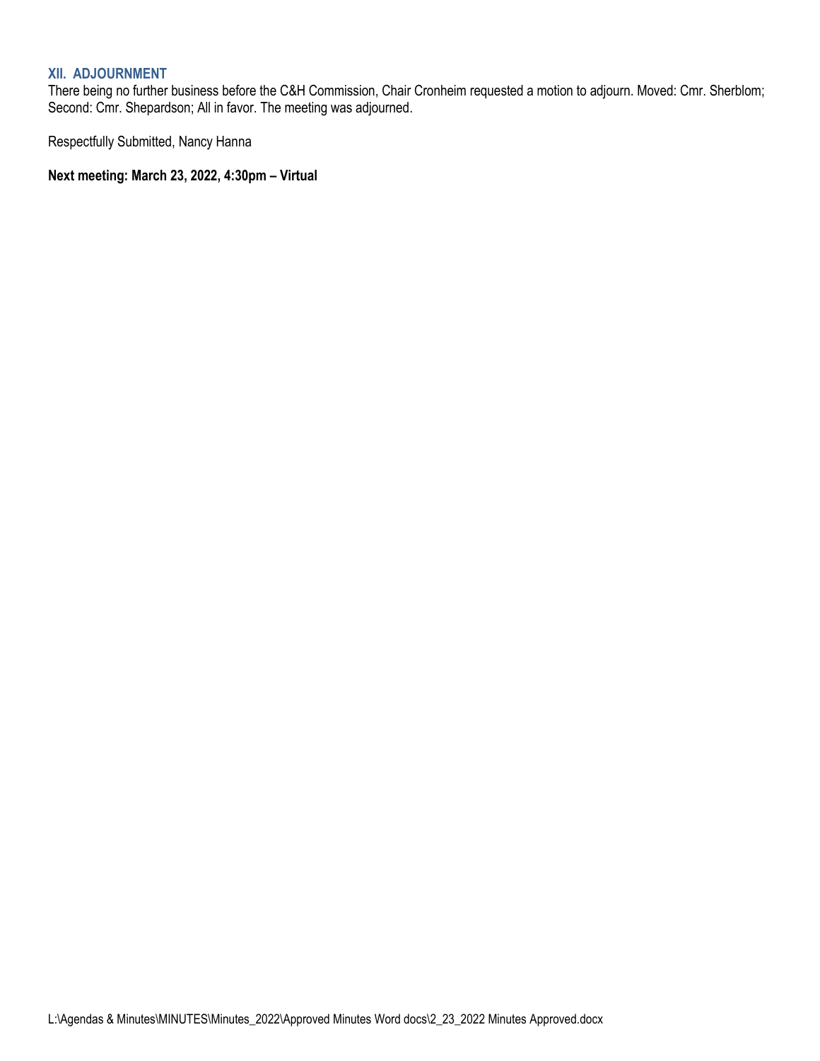## XII. ADJOURNMENT

There being no further business before the C&H Commission, Chair Cronheim requested a motion to adjourn. Moved: Cmr. Sherblom; Second: Cmr. Shepardson; All in favor. The meeting was adjourned.

Respectfully Submitted, Nancy Hanna

**Next meeting: March 23, 2022, 4:30pm – Virtual**